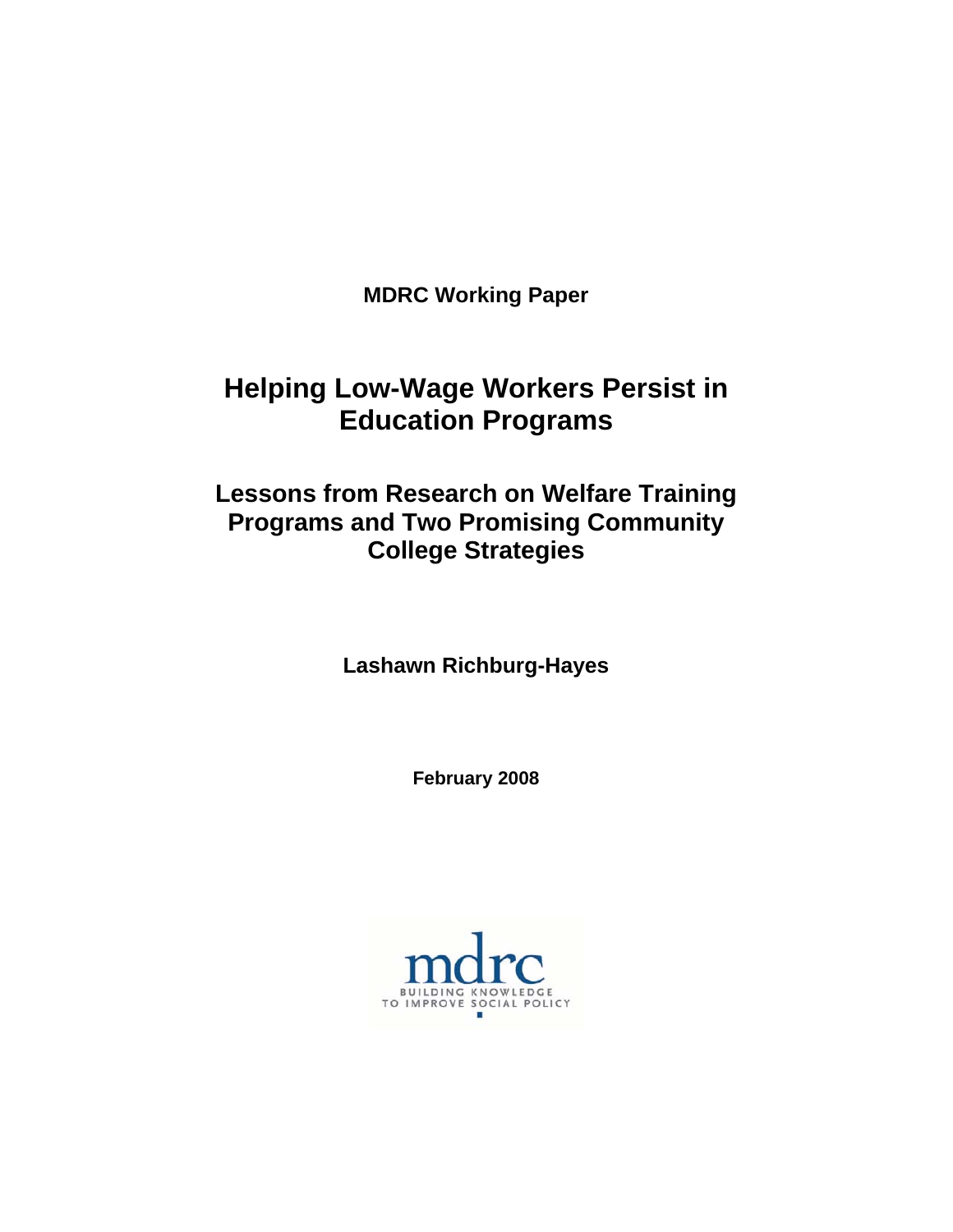**MDRC Working Paper**

# Helping Low-Wage Workers Persist in Education Programs

## Lessons from Research on Welfare Training Programs and Two Promising Community College Strategies

**Lashawn Richburg-Hayes**

**February 2008**

mdrc

BUILDING KNOWLEDGE TO IMPROVE SOCIAL POLICY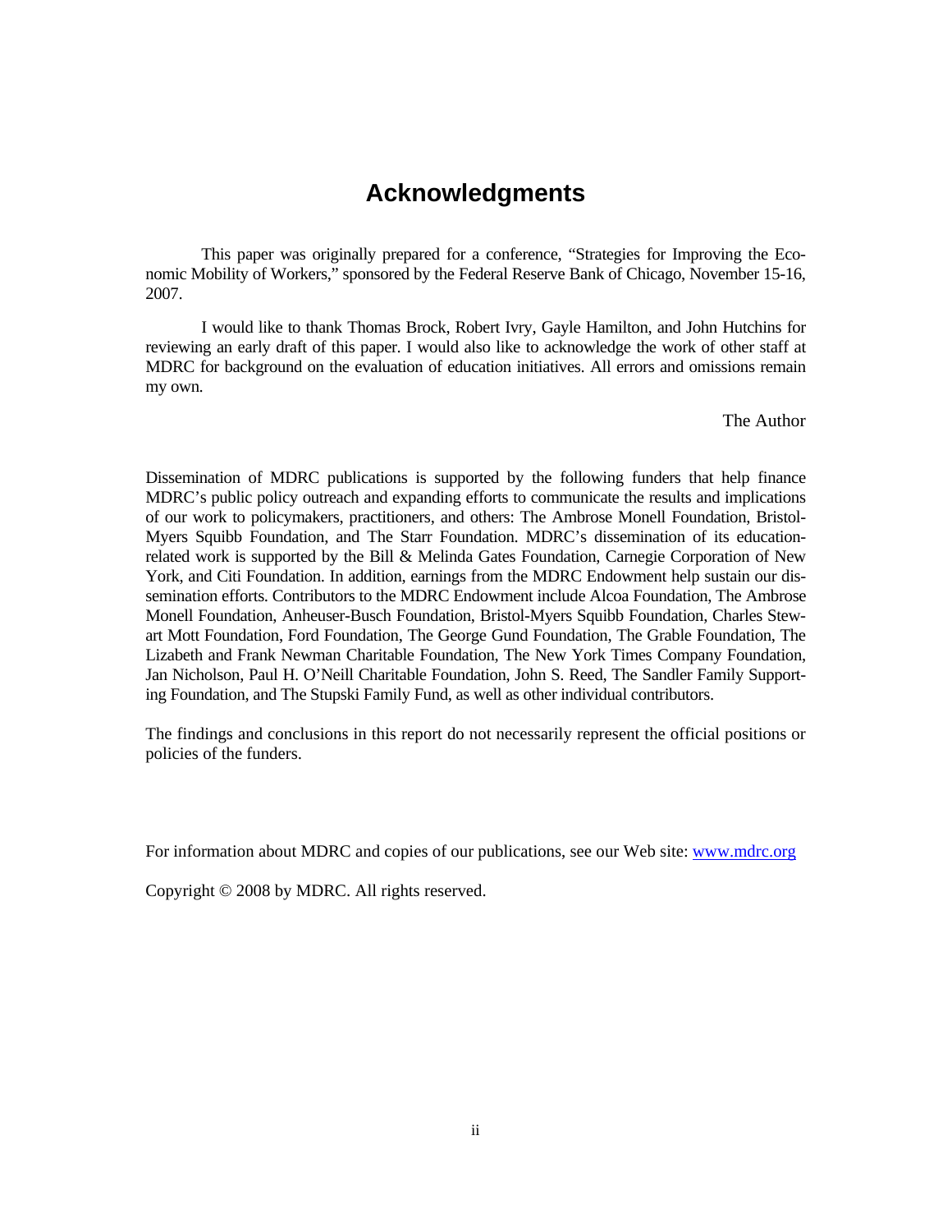# Acknowledgments

This paper was originally prepared for a conference, "Strategies for Improving the Economic Mobility of Workers," sponsored by the Federal Reserve Bank of Chicago, November 15-16, 2007.

I would like to thank Thomas Brock, Robert Ivry, Gayle Hamilton, and John Hutchins for reviewing an early draft of this paper. I would also like to acknowledge the work of other staff at MDRC for background on the evaluation of education initiatives. All errors and omissions remain my own.

The Author

Dissemination of MDRC publications is supported by the following funders that help finance MDRC's public policy outreach and expanding efforts to communicate the results and implications of our work to policymakers, practitioners, and others: The Ambrose Monell Foundation, Bristol-Myers Squibb Foundation, and The Starr Foundation. MDRC's dissemination of its education-related work is supported by the Bill & Melinda Gates Foundation, Carnegie Corporation of New York, and Citi Foundation. In addition, earnings from the MDRC Endowment help sustain our dissemination efforts. Contributors to the MDRC Endowment include Alcoa Foundation, The Ambrose Monell Foundation, Anheuser-Busch Foundation, Bristol-Myers Squibb Foundation, Charles Stewart Mott Foundation, Ford Foundation, The George Gund Foundation, The Grable Foundation, The Lizabeth and Frank Newman Charitable Foundation, The New York Times Company Foundation, Jan Nicholson, Paul H. O'Neill Charitable Foundation, John S. Reed, The Sandler Family Supporting Foundation, and The Stupski Family Fund, as well as other individual contributors.

The findings and conclusions in this report do not necessarily represent the official positions or policies of the funders.

For information about MDRC and copies of our publications, see our Web site: www.mdrc.org

Copyright © 2008 by MDRC. All rights reserved.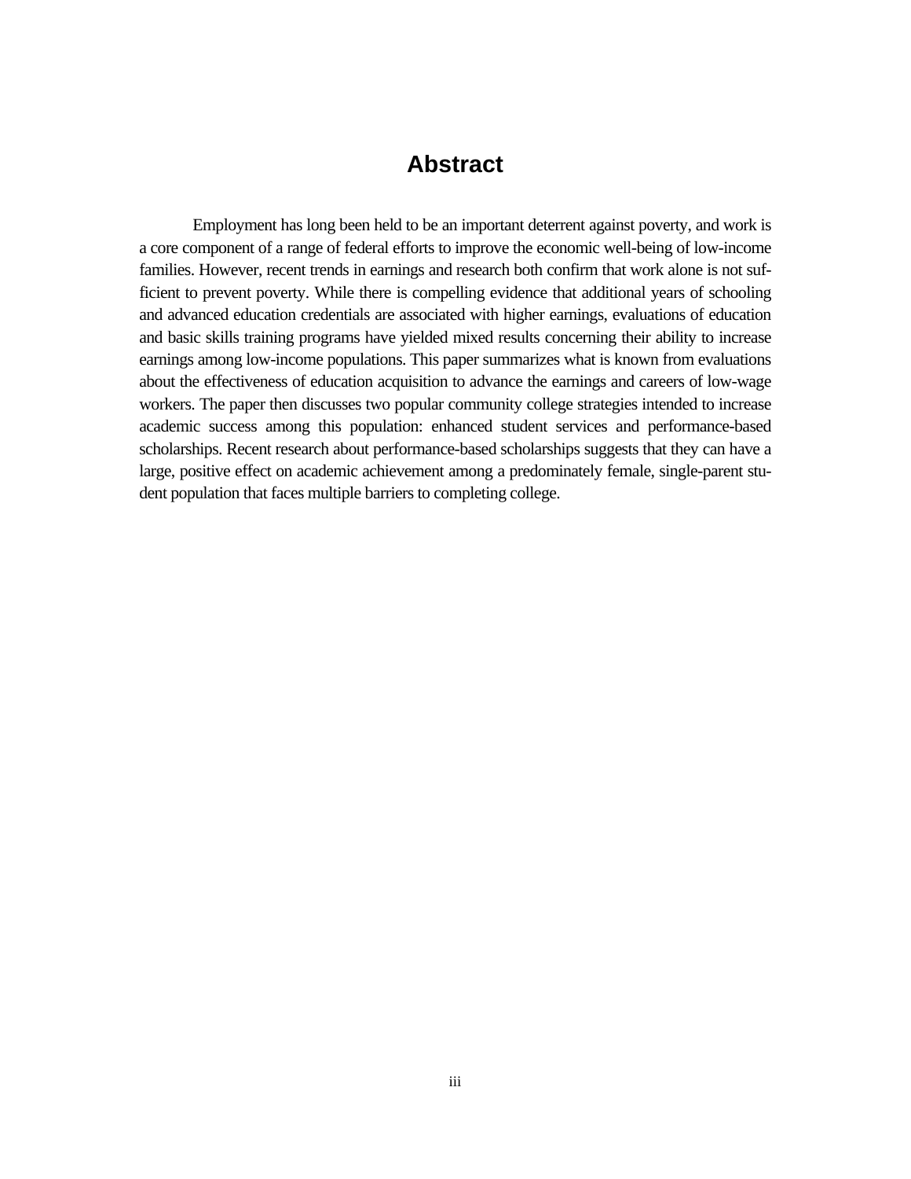# Abstract

Employment has long been held to be an important deterrent against poverty, and work is a core component of a range of federal efforts to improve the economic well-being of low-income families. However, recent trends in earnings and research both confirm that work alone is not sufficient to prevent poverty. While there is compelling evidence that additional years of schooling and advanced education credentials are associated with higher earnings, evaluations of education and basic skills training programs have yielded mixed results concerning their ability to increase earnings among low-income populations. This paper summarizes what is known from evaluations about the effectiveness of education acquisition to advance the earnings and careers of low-wage workers. The paper then discusses two popular community college strategies intended to increase academic success among this population: enhanced student services and performance-based scholarships. Recent research about performance-based scholarships suggests that they can have a large, positive effect on academic achievement among a predominately female, single-parent student population that faces multiple barriers to completing college.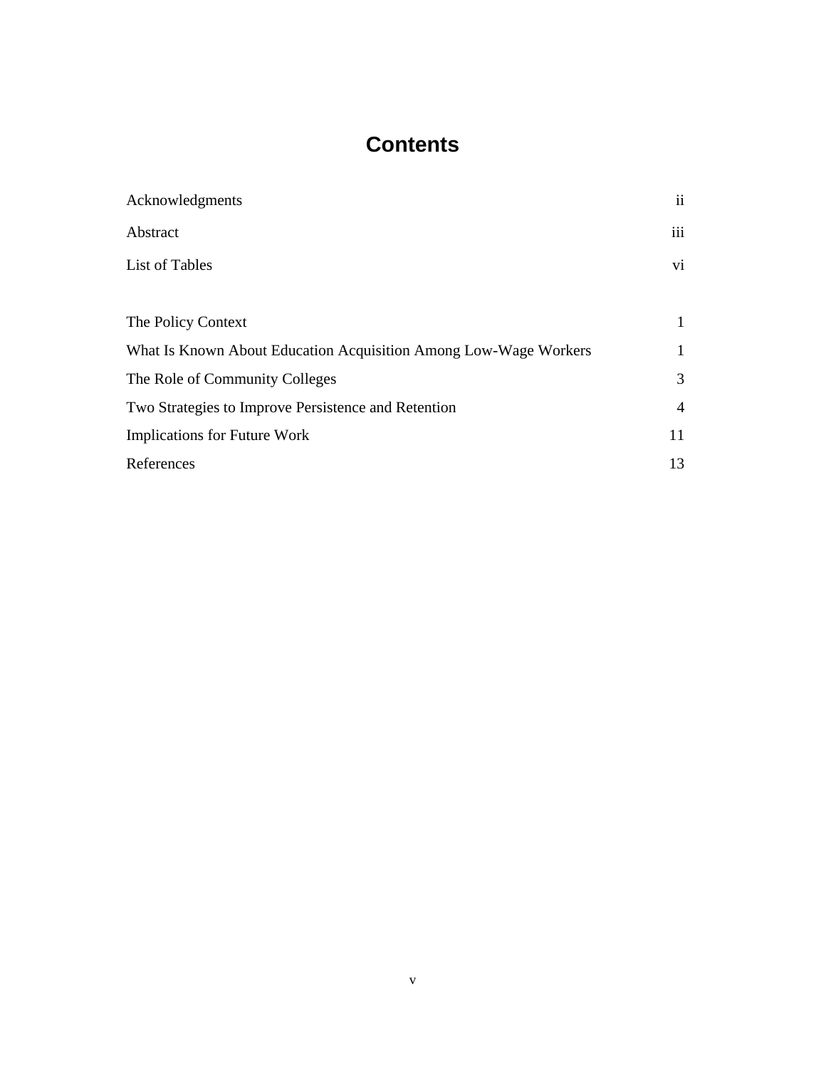# Contents

| | |
|---|---|
| Acknowledgments | ii |
| Abstract | iii |
| List of Tables | vi |
| | |
| The Policy Context | 1 |
| What Is Known About Education Acquisition Among Low-Wage Workers | 1 |
| The Role of Community Colleges | 3 |
| Two Strategies to Improve Persistence and Retention | 4 |
| Implications for Future Work | 11 |
| References | 13 |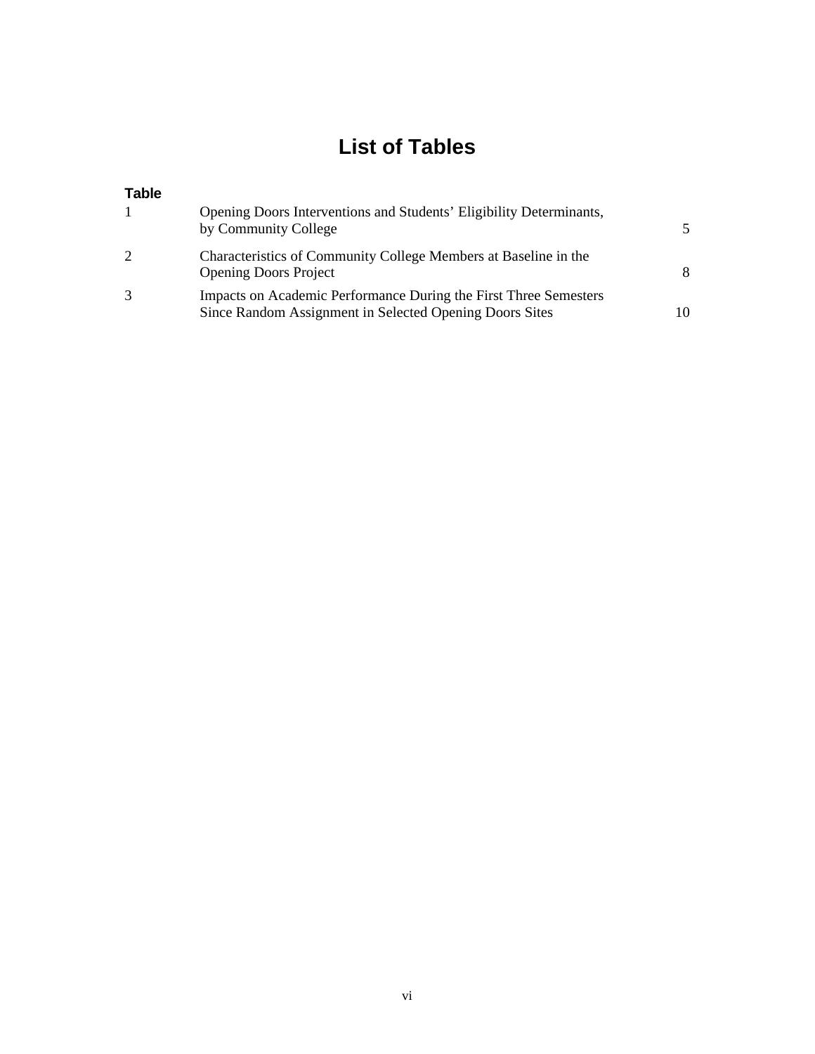# List of Tables

| Table | | |
|---|---|---|
| 1 | Opening Doors Interventions and Students' Eligibility Determinants, by Community College | 5 |
| 2 | Characteristics of Community College Members at Baseline in the Opening Doors Project | 8 |
| 3 | Impacts on Academic Performance During the First Three Semesters Since Random Assignment in Selected Opening Doors Sites | 10 |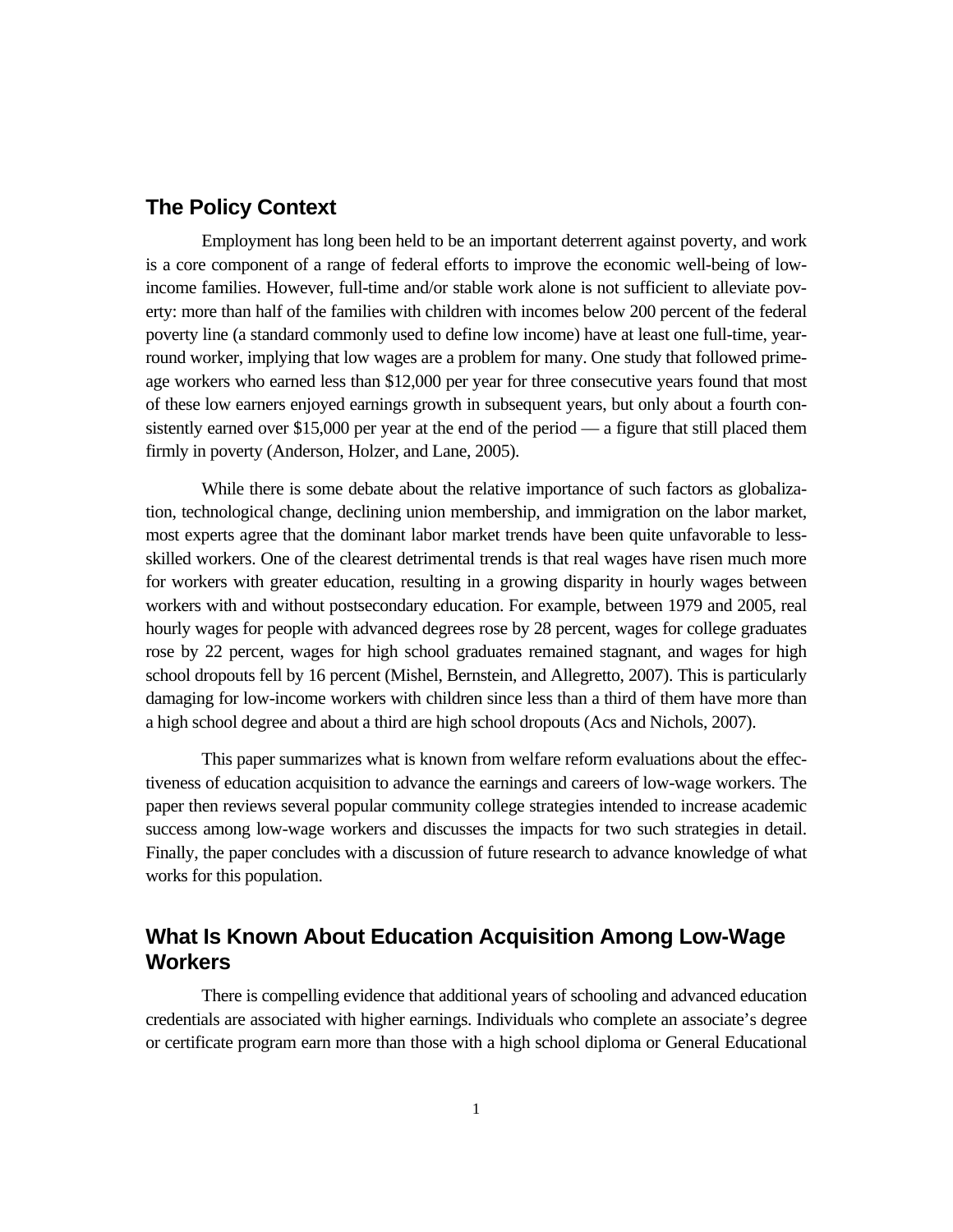## The Policy Context

Employment has long been held to be an important deterrent against poverty, and work is a core component of a range of federal efforts to improve the economic well-being of low-income families. However, full-time and/or stable work alone is not sufficient to alleviate poverty: more than half of the families with children with incomes below 200 percent of the federal poverty line (a standard commonly used to define low income) have at least one full-time, year-round worker, implying that low wages are a problem for many. One study that followed prime-age workers who earned less than $12,000 per year for three consecutive years found that most of these low earners enjoyed earnings growth in subsequent years, but only about a fourth consistently earned over $15,000 per year at the end of the period — a figure that still placed them firmly in poverty (Anderson, Holzer, and Lane, 2005).

While there is some debate about the relative importance of such factors as globalization, technological change, declining union membership, and immigration on the labor market, most experts agree that the dominant labor market trends have been quite unfavorable to less-skilled workers. One of the clearest detrimental trends is that real wages have risen much more for workers with greater education, resulting in a growing disparity in hourly wages between workers with and without postsecondary education. For example, between 1979 and 2005, real hourly wages for people with advanced degrees rose by 28 percent, wages for college graduates rose by 22 percent, wages for high school graduates remained stagnant, and wages for high school dropouts fell by 16 percent (Mishel, Bernstein, and Allegretto, 2007). This is particularly damaging for low-income workers with children since less than a third of them have more than a high school degree and about a third are high school dropouts (Acs and Nichols, 2007).

This paper summarizes what is known from welfare reform evaluations about the effectiveness of education acquisition to advance the earnings and careers of low-wage workers. The paper then reviews several popular community college strategies intended to increase academic success among low-wage workers and discusses the impacts for two such strategies in detail. Finally, the paper concludes with a discussion of future research to advance knowledge of what works for this population.

## What Is Known About Education Acquisition Among Low-Wage Workers

There is compelling evidence that additional years of schooling and advanced education credentials are associated with higher earnings. Individuals who complete an associate's degree or certificate program earn more than those with a high school diploma or General Educational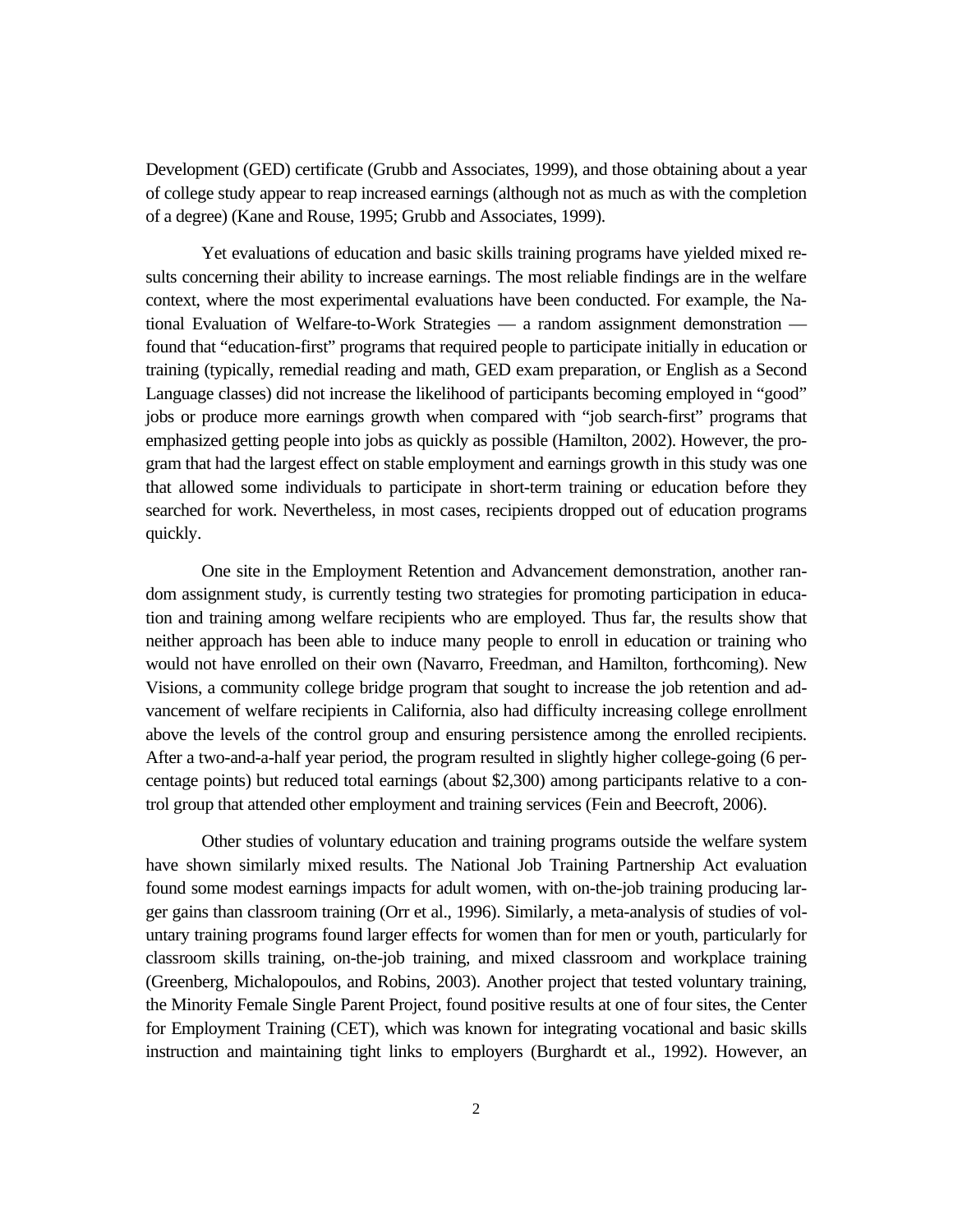Development (GED) certificate (Grubb and Associates, 1999), and those obtaining about a year of college study appear to reap increased earnings (although not as much as with the completion of a degree) (Kane and Rouse, 1995; Grubb and Associates, 1999).

Yet evaluations of education and basic skills training programs have yielded mixed results concerning their ability to increase earnings. The most reliable findings are in the welfare context, where the most experimental evaluations have been conducted. For example, the National Evaluation of Welfare-to-Work Strategies — a random assignment demonstration — found that "education-first" programs that required people to participate initially in education or training (typically, remedial reading and math, GED exam preparation, or English as a Second Language classes) did not increase the likelihood of participants becoming employed in "good" jobs or produce more earnings growth when compared with "job search-first" programs that emphasized getting people into jobs as quickly as possible (Hamilton, 2002). However, the program that had the largest effect on stable employment and earnings growth in this study was one that allowed some individuals to participate in short-term training or education before they searched for work. Nevertheless, in most cases, recipients dropped out of education programs quickly.

One site in the Employment Retention and Advancement demonstration, another random assignment study, is currently testing two strategies for promoting participation in education and training among welfare recipients who are employed. Thus far, the results show that neither approach has been able to induce many people to enroll in education or training who would not have enrolled on their own (Navarro, Freedman, and Hamilton, forthcoming). New Visions, a community college bridge program that sought to increase the job retention and advancement of welfare recipients in California, also had difficulty increasing college enrollment above the levels of the control group and ensuring persistence among the enrolled recipients. After a two-and-a-half year period, the program resulted in slightly higher college-going (6 percentage points) but reduced total earnings (about $2,300) among participants relative to a control group that attended other employment and training services (Fein and Beecroft, 2006).

Other studies of voluntary education and training programs outside the welfare system have shown similarly mixed results. The National Job Training Partnership Act evaluation found some modest earnings impacts for adult women, with on-the-job training producing larger gains than classroom training (Orr et al., 1996). Similarly, a meta-analysis of studies of voluntary training programs found larger effects for women than for men or youth, particularly for classroom skills training, on-the-job training, and mixed classroom and workplace training (Greenberg, Michalopoulos, and Robins, 2003). Another project that tested voluntary training, the Minority Female Single Parent Project, found positive results at one of four sites, the Center for Employment Training (CET), which was known for integrating vocational and basic skills instruction and maintaining tight links to employers (Burghardt et al., 1992). However, an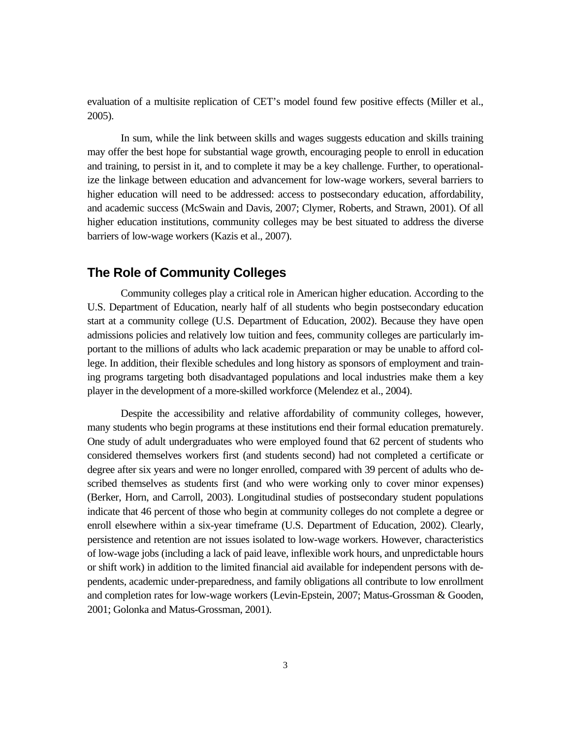evaluation of a multisite replication of CET's model found few positive effects (Miller et al., 2005).

In sum, while the link between skills and wages suggests education and skills training may offer the best hope for substantial wage growth, encouraging people to enroll in education and training, to persist in it, and to complete it may be a key challenge. Further, to operationalize the linkage between education and advancement for low-wage workers, several barriers to higher education will need to be addressed: access to postsecondary education, affordability, and academic success (McSwain and Davis, 2007; Clymer, Roberts, and Strawn, 2001). Of all higher education institutions, community colleges may be best situated to address the diverse barriers of low-wage workers (Kazis et al., 2007).

## The Role of Community Colleges

Community colleges play a critical role in American higher education. According to the U.S. Department of Education, nearly half of all students who begin postsecondary education start at a community college (U.S. Department of Education, 2002). Because they have open admissions policies and relatively low tuition and fees, community colleges are particularly important to the millions of adults who lack academic preparation or may be unable to afford college. In addition, their flexible schedules and long history as sponsors of employment and training programs targeting both disadvantaged populations and local industries make them a key player in the development of a more-skilled workforce (Melendez et al., 2004).

Despite the accessibility and relative affordability of community colleges, however, many students who begin programs at these institutions end their formal education prematurely. One study of adult undergraduates who were employed found that 62 percent of students who considered themselves workers first (and students second) had not completed a certificate or degree after six years and were no longer enrolled, compared with 39 percent of adults who described themselves as students first (and who were working only to cover minor expenses) (Berker, Horn, and Carroll, 2003). Longitudinal studies of postsecondary student populations indicate that 46 percent of those who begin at community colleges do not complete a degree or enroll elsewhere within a six-year timeframe (U.S. Department of Education, 2002). Clearly, persistence and retention are not issues isolated to low-wage workers. However, characteristics of low-wage jobs (including a lack of paid leave, inflexible work hours, and unpredictable hours or shift work) in addition to the limited financial aid available for independent persons with dependents, academic under-preparedness, and family obligations all contribute to low enrollment and completion rates for low-wage workers (Levin-Epstein, 2007; Matus-Grossman & Gooden, 2001; Golonka and Matus-Grossman, 2001).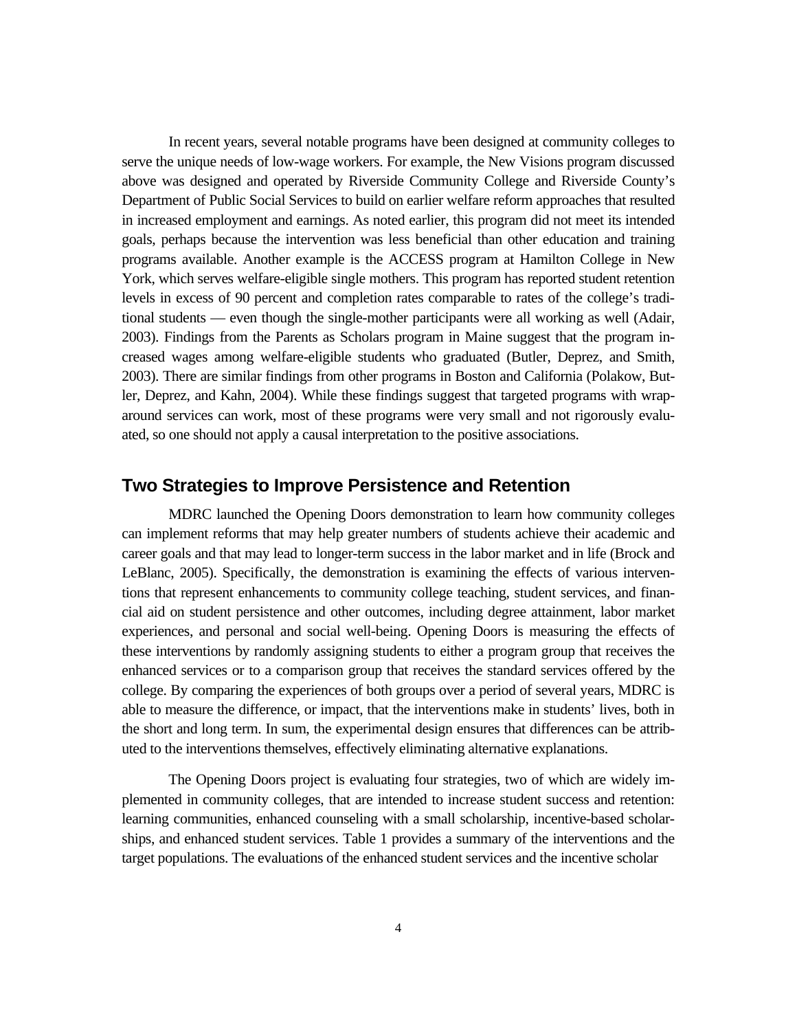In recent years, several notable programs have been designed at community colleges to serve the unique needs of low-wage workers. For example, the New Visions program discussed above was designed and operated by Riverside Community College and Riverside County's Department of Public Social Services to build on earlier welfare reform approaches that resulted in increased employment and earnings. As noted earlier, this program did not meet its intended goals, perhaps because the intervention was less beneficial than other education and training programs available. Another example is the ACCESS program at Hamilton College in New York, which serves welfare-eligible single mothers. This program has reported student retention levels in excess of 90 percent and completion rates comparable to rates of the college's traditional students — even though the single-mother participants were all working as well (Adair, 2003). Findings from the Parents as Scholars program in Maine suggest that the program increased wages among welfare-eligible students who graduated (Butler, Deprez, and Smith, 2003). There are similar findings from other programs in Boston and California (Polakow, Butler, Deprez, and Kahn, 2004). While these findings suggest that targeted programs with wraparound services can work, most of these programs were very small and not rigorously evaluated, so one should not apply a causal interpretation to the positive associations.

## Two Strategies to Improve Persistence and Retention

MDRC launched the Opening Doors demonstration to learn how community colleges can implement reforms that may help greater numbers of students achieve their academic and career goals and that may lead to longer-term success in the labor market and in life (Brock and LeBlanc, 2005). Specifically, the demonstration is examining the effects of various interventions that represent enhancements to community college teaching, student services, and financial aid on student persistence and other outcomes, including degree attainment, labor market experiences, and personal and social well-being. Opening Doors is measuring the effects of these interventions by randomly assigning students to either a program group that receives the enhanced services or to a comparison group that receives the standard services offered by the college. By comparing the experiences of both groups over a period of several years, MDRC is able to measure the difference, or impact, that the interventions make in students' lives, both in the short and long term. In sum, the experimental design ensures that differences can be attributed to the interventions themselves, effectively eliminating alternative explanations.

The Opening Doors project is evaluating four strategies, two of which are widely implemented in community colleges, that are intended to increase student success and retention: learning communities, enhanced counseling with a small scholarship, incentive-based scholarships, and enhanced student services. Table 1 provides a summary of the interventions and the target populations. The evaluations of the enhanced student services and the incentive scholar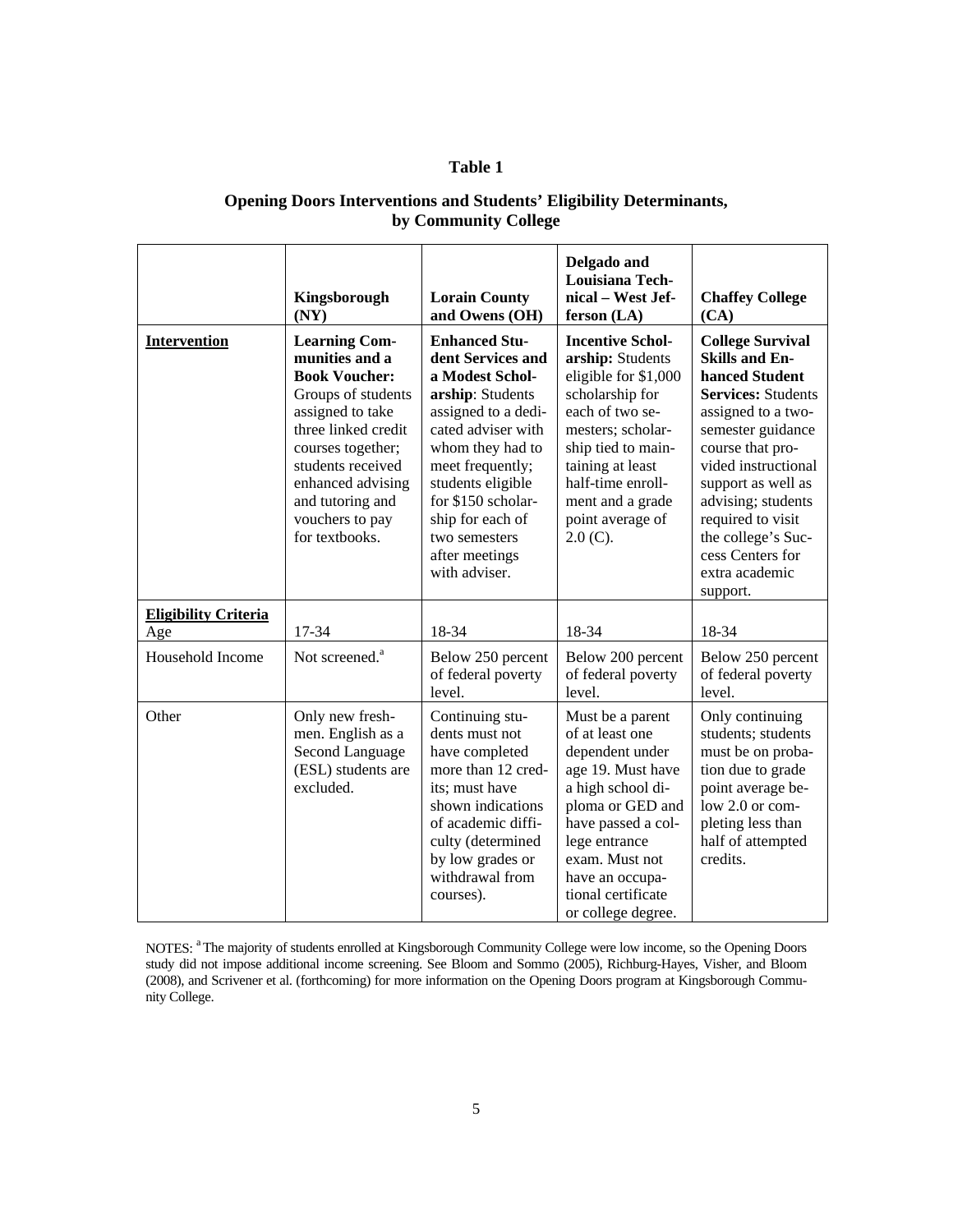**Table 1**

**Opening Doors Interventions and Students' Eligibility Determinants, by Community College**

| | **Kingsborough (NY)** | **Lorain County and Owens (OH)** | **Delgado and Louisiana Technical – West Jefferson (LA)** | **Chaffey College (CA)** |
|---|---|---|---|---|
| **Intervention** | **Learning Communities and a Book Voucher:** Groups of students assigned to take three linked credit courses together; students received enhanced advising and tutoring and vouchers to pay for textbooks. | **Enhanced Student Services and a Modest Scholarship**: Students assigned to a dedicated adviser with whom they had to meet frequently; students eligible for $150 scholarship for each of two semesters after meetings with adviser. | **Incentive Scholarship:** Students eligible for $1,000 scholarship for each of two semesters; scholarship tied to maintaining at least half-time enrollment and a grade point average of 2.0 (C). | **College Survival Skills and Enhanced Student Services:** Students assigned to a two-semester guidance course that provided instructional support as well as advising; students required to visit the college's Success Centers for extra academic support. |
| **Eligibility Criteria** | | | | |
| Age | 17-34 | 18-34 | 18-34 | 18-34 |
| Household Income | Not screened.[a] | Below 250 percent of federal poverty level. | Below 200 percent of federal poverty level. | Below 250 percent of federal poverty level. |
| Other | Only new freshmen. English as a Second Language (ESL) students are excluded. | Continuing students must not have completed more than 12 credits; must have shown indications of academic difficulty (determined by low grades or withdrawal from courses). | Must be a parent of at least one dependent under age 19. Must have a high school diploma or GED and have passed a college entrance exam. Must not have an occupational certificate or college degree. | Only continuing students; students must be on probation due to grade point average below 2.0 or completing less than half of attempted credits. |

NOTES: [a] The majority of students enrolled at Kingsborough Community College were low income, so the Opening Doors study did not impose additional income screening. See Bloom and Sommo (2005), Richburg-Hayes, Visher, and Bloom (2008), and Scrivener et al. (forthcoming) for more information on the Opening Doors program at Kingsborough Community College.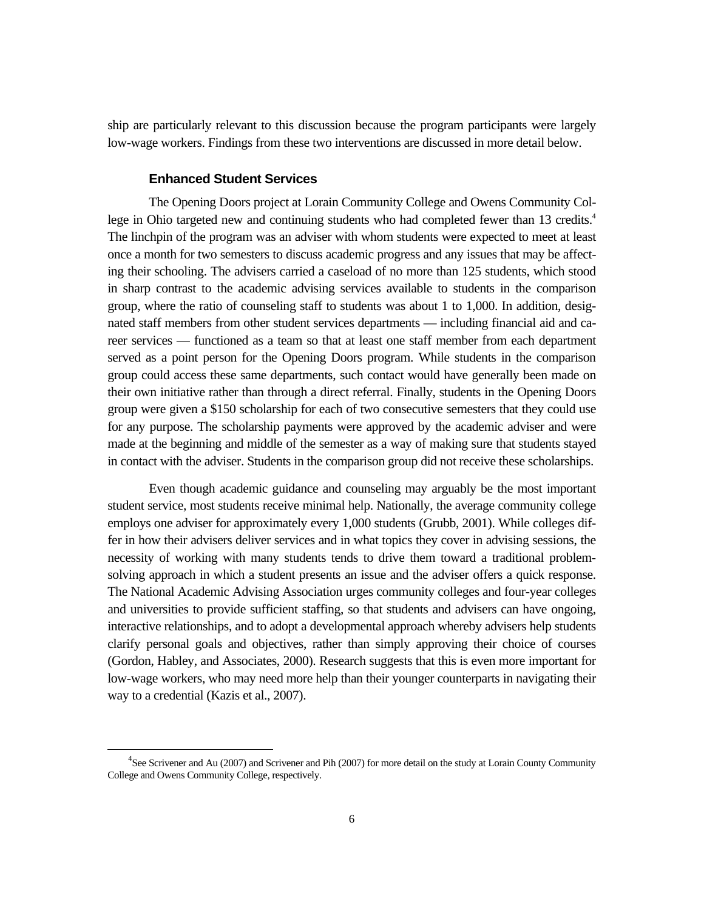ship are particularly relevant to this discussion because the program participants were largely low-wage workers. Findings from these two interventions are discussed in more detail below.

### Enhanced Student Services

The Opening Doors project at Lorain Community College and Owens Community College in Ohio targeted new and continuing students who had completed fewer than 13 credits.[4] The linchpin of the program was an adviser with whom students were expected to meet at least once a month for two semesters to discuss academic progress and any issues that may be affecting their schooling. The advisers carried a caseload of no more than 125 students, which stood in sharp contrast to the academic advising services available to students in the comparison group, where the ratio of counseling staff to students was about 1 to 1,000. In addition, designated staff members from other student services departments — including financial aid and career services — functioned as a team so that at least one staff member from each department served as a point person for the Opening Doors program. While students in the comparison group could access these same departments, such contact would have generally been made on their own initiative rather than through a direct referral. Finally, students in the Opening Doors group were given a $150 scholarship for each of two consecutive semesters that they could use for any purpose. The scholarship payments were approved by the academic adviser and were made at the beginning and middle of the semester as a way of making sure that students stayed in contact with the adviser. Students in the comparison group did not receive these scholarships.

Even though academic guidance and counseling may arguably be the most important student service, most students receive minimal help. Nationally, the average community college employs one adviser for approximately every 1,000 students (Grubb, 2001). While colleges differ in how their advisers deliver services and in what topics they cover in advising sessions, the necessity of working with many students tends to drive them toward a traditional problem-solving approach in which a student presents an issue and the adviser offers a quick response. The National Academic Advising Association urges community colleges and four-year colleges and universities to provide sufficient staffing, so that students and advisers can have ongoing, interactive relationships, and to adopt a developmental approach whereby advisers help students clarify personal goals and objectives, rather than simply approving their choice of courses (Gordon, Habley, and Associates, 2000). Research suggests that this is even more important for low-wage workers, who may need more help than their younger counterparts in navigating their way to a credential (Kazis et al., 2007).

[4] See Scrivener and Au (2007) and Scrivener and Pih (2007) for more detail on the study at Lorain County Community College and Owens Community College, respectively.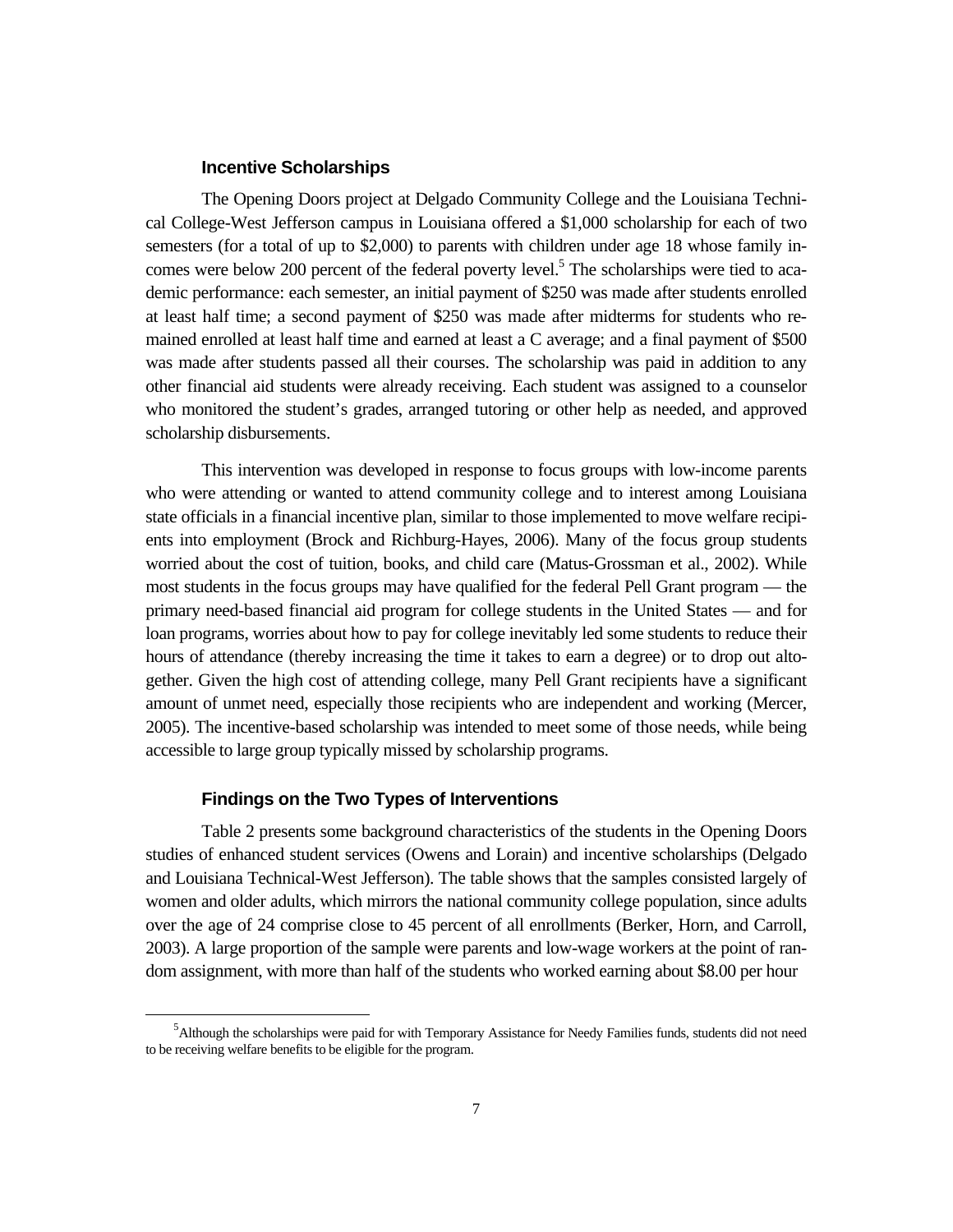### Incentive Scholarships

The Opening Doors project at Delgado Community College and the Louisiana Technical College-West Jefferson campus in Louisiana offered a $1,000 scholarship for each of two semesters (for a total of up to $2,000) to parents with children under age 18 whose family incomes were below 200 percent of the federal poverty level.[5] The scholarships were tied to academic performance: each semester, an initial payment of $250 was made after students enrolled at least half time; a second payment of $250 was made after midterms for students who remained enrolled at least half time and earned at least a C average; and a final payment of $500 was made after students passed all their courses. The scholarship was paid in addition to any other financial aid students were already receiving. Each student was assigned to a counselor who monitored the student's grades, arranged tutoring or other help as needed, and approved scholarship disbursements.

This intervention was developed in response to focus groups with low-income parents who were attending or wanted to attend community college and to interest among Louisiana state officials in a financial incentive plan, similar to those implemented to move welfare recipients into employment (Brock and Richburg-Hayes, 2006). Many of the focus group students worried about the cost of tuition, books, and child care (Matus-Grossman et al., 2002). While most students in the focus groups may have qualified for the federal Pell Grant program — the primary need-based financial aid program for college students in the United States — and for loan programs, worries about how to pay for college inevitably led some students to reduce their hours of attendance (thereby increasing the time it takes to earn a degree) or to drop out altogether. Given the high cost of attending college, many Pell Grant recipients have a significant amount of unmet need, especially those recipients who are independent and working (Mercer, 2005). The incentive-based scholarship was intended to meet some of those needs, while being accessible to large group typically missed by scholarship programs.

### Findings on the Two Types of Interventions

Table 2 presents some background characteristics of the students in the Opening Doors studies of enhanced student services (Owens and Lorain) and incentive scholarships (Delgado and Louisiana Technical-West Jefferson). The table shows that the samples consisted largely of women and older adults, which mirrors the national community college population, since adults over the age of 24 comprise close to 45 percent of all enrollments (Berker, Horn, and Carroll, 2003). A large proportion of the sample were parents and low-wage workers at the point of random assignment, with more than half of the students who worked earning about $8.00 per hour

[5] Although the scholarships were paid for with Temporary Assistance for Needy Families funds, students did not need to be receiving welfare benefits to be eligible for the program.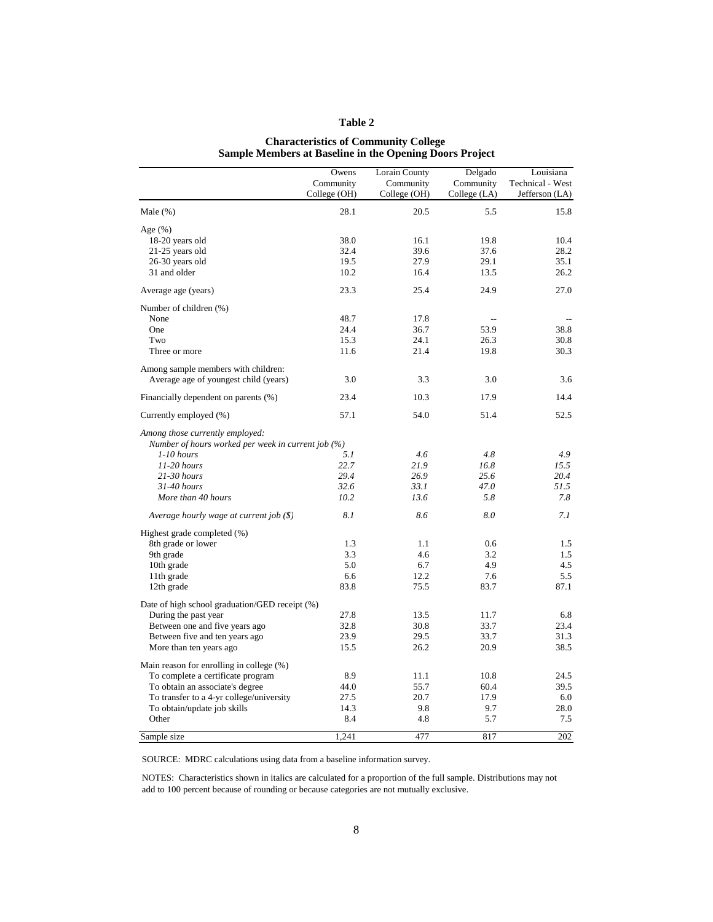**Table 2**

**Characteristics of Community College Sample Members at Baseline in the Opening Doors Project**

| | Owens Community College (OH) | Lorain County Community College (OH) | Delgado Community College (LA) | Louisiana Technical - West Jefferson (LA) |
|---|---|---|---|---|
| Male (%) | 28.1 | 20.5 | 5.5 | 15.8 |
| Age (%) | | | | |
| 18-20 years old | 38.0 | 16.1 | 19.8 | 10.4 |
| 21-25 years old | 32.4 | 39.6 | 37.6 | 28.2 |
| 26-30 years old | 19.5 | 27.9 | 29.1 | 35.1 |
| 31 and older | 10.2 | 16.4 | 13.5 | 26.2 |
| Average age (years) | 23.3 | 25.4 | 24.9 | 27.0 |
| Number of children (%) | | | | |
| None | 48.7 | 17.8 | -- | -- |
| One | 24.4 | 36.7 | 53.9 | 38.8 |
| Two | 15.3 | 24.1 | 26.3 | 30.8 |
| Three or more | 11.6 | 21.4 | 19.8 | 30.3 |
| Among sample members with children: | | | | |
| Average age of youngest child (years) | 3.0 | 3.3 | 3.0 | 3.6 |
| Financially dependent on parents (%) | 23.4 | 10.3 | 17.9 | 14.4 |
| Currently employed (%) | 57.1 | 54.0 | 51.4 | 52.5 |
| *Among those currently employed:* | | | | |
| *Number of hours worked per week in current job (%)* | | | | |
| *1-10 hours* | *5.1* | *4.6* | *4.8* | *4.9* |
| *11-20 hours* | *22.7* | *21.9* | *16.8* | *15.5* |
| *21-30 hours* | *29.4* | *26.9* | *25.6* | *20.4* |
| *31-40 hours* | *32.6* | *33.1* | *47.0* | *51.5* |
| *More than 40 hours* | *10.2* | *13.6* | *5.8* | *7.8* |
| *Average hourly wage at current job ($)* | *8.1* | *8.6* | *8.0* | *7.1* |
| Highest grade completed (%) | | | | |
| 8th grade or lower | 1.3 | 1.1 | 0.6 | 1.5 |
| 9th grade | 3.3 | 4.6 | 3.2 | 1.5 |
| 10th grade | 5.0 | 6.7 | 4.9 | 4.5 |
| 11th grade | 6.6 | 12.2 | 7.6 | 5.5 |
| 12th grade | 83.8 | 75.5 | 83.7 | 87.1 |
| Date of high school graduation/GED receipt (%) | | | | |
| During the past year | 27.8 | 13.5 | 11.7 | 6.8 |
| Between one and five years ago | 32.8 | 30.8 | 33.7 | 23.4 |
| Between five and ten years ago | 23.9 | 29.5 | 33.7 | 31.3 |
| More than ten years ago | 15.5 | 26.2 | 20.9 | 38.5 |
| Main reason for enrolling in college (%) | | | | |
| To complete a certificate program | 8.9 | 11.1 | 10.8 | 24.5 |
| To obtain an associate's degree | 44.0 | 55.7 | 60.4 | 39.5 |
| To transfer to a 4-yr college/university | 27.5 | 20.7 | 17.9 | 6.0 |
| To obtain/update job skills | 14.3 | 9.8 | 9.7 | 28.0 |
| Other | 8.4 | 4.8 | 5.7 | 7.5 |
| Sample size | 1,241 | 477 | 817 | 202 |

SOURCE: MDRC calculations using data from a baseline information survey.

NOTES: Characteristics shown in italics are calculated for a proportion of the full sample. Distributions may not add to 100 percent because of rounding or because categories are not mutually exclusive.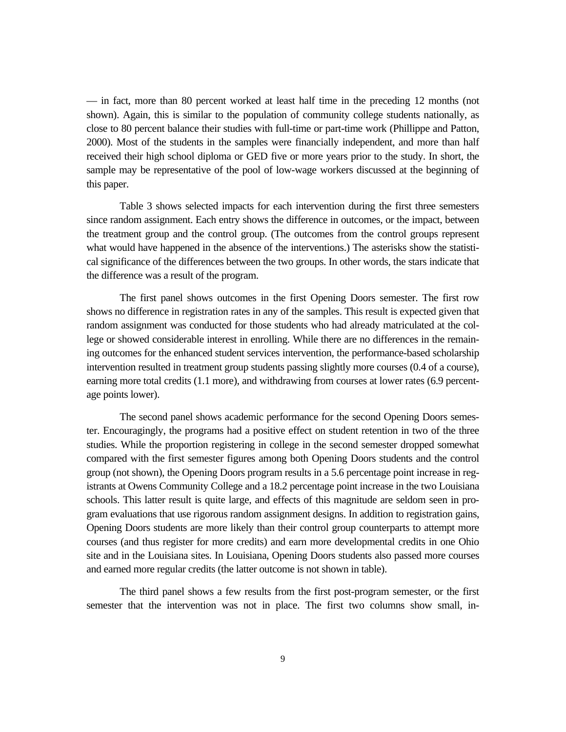— in fact, more than 80 percent worked at least half time in the preceding 12 months (not shown). Again, this is similar to the population of community college students nationally, as close to 80 percent balance their studies with full-time or part-time work (Phillippe and Patton, 2000). Most of the students in the samples were financially independent, and more than half received their high school diploma or GED five or more years prior to the study. In short, the sample may be representative of the pool of low-wage workers discussed at the beginning of this paper.

Table 3 shows selected impacts for each intervention during the first three semesters since random assignment. Each entry shows the difference in outcomes, or the impact, between the treatment group and the control group. (The outcomes from the control groups represent what would have happened in the absence of the interventions.) The asterisks show the statistical significance of the differences between the two groups. In other words, the stars indicate that the difference was a result of the program.

The first panel shows outcomes in the first Opening Doors semester. The first row shows no difference in registration rates in any of the samples. This result is expected given that random assignment was conducted for those students who had already matriculated at the college or showed considerable interest in enrolling. While there are no differences in the remaining outcomes for the enhanced student services intervention, the performance-based scholarship intervention resulted in treatment group students passing slightly more courses (0.4 of a course), earning more total credits (1.1 more), and withdrawing from courses at lower rates (6.9 percentage points lower).

The second panel shows academic performance for the second Opening Doors semester. Encouragingly, the programs had a positive effect on student retention in two of the three studies. While the proportion registering in college in the second semester dropped somewhat compared with the first semester figures among both Opening Doors students and the control group (not shown), the Opening Doors program results in a 5.6 percentage point increase in registrants at Owens Community College and a 18.2 percentage point increase in the two Louisiana schools. This latter result is quite large, and effects of this magnitude are seldom seen in program evaluations that use rigorous random assignment designs. In addition to registration gains, Opening Doors students are more likely than their control group counterparts to attempt more courses (and thus register for more credits) and earn more developmental credits in one Ohio site and in the Louisiana sites. In Louisiana, Opening Doors students also passed more courses and earned more regular credits (the latter outcome is not shown in table).

The third panel shows a few results from the first post-program semester, or the first semester that the intervention was not in place. The first two columns show small, in-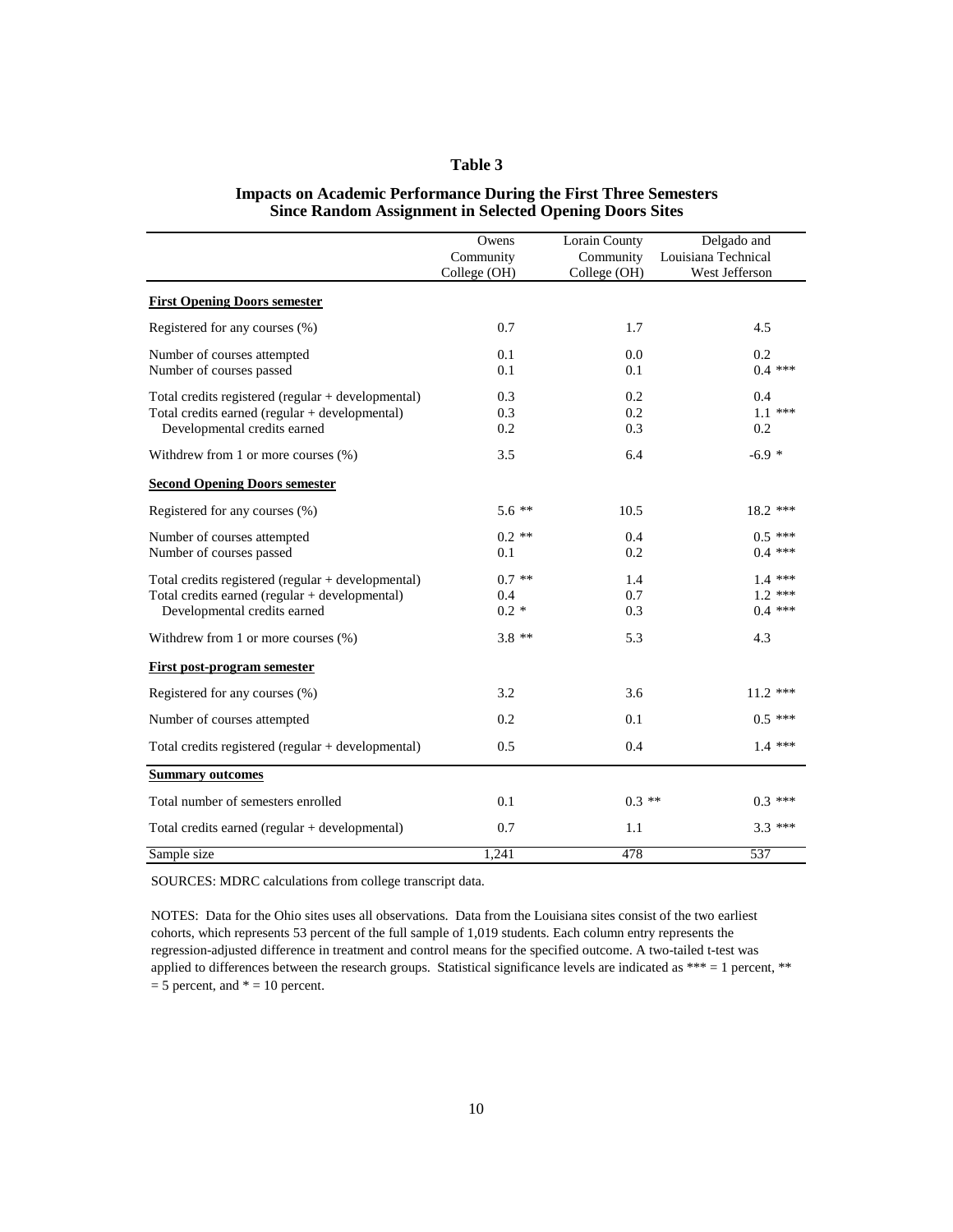**Table 3**

**Impacts on Academic Performance During the First Three Semesters Since Random Assignment in Selected Opening Doors Sites**

| | Owens Community College (OH) | Lorain County Community College (OH) | Delgado and Louisiana Technical West Jefferson |
|---|---|---|---|
| **First Opening Doors semester** | | | |
| Registered for any courses (%) | 0.7 | 1.7 | 4.5 |
| Number of courses attempted | 0.1 | 0.0 | 0.2 |
| Number of courses passed | 0.1 | 0.1 | 0.4 *** |
| Total credits registered (regular + developmental) | 0.3 | 0.2 | 0.4 |
| Total credits earned (regular + developmental) | 0.3 | 0.2 | 1.1 *** |
| Developmental credits earned | 0.2 | 0.3 | 0.2 |
| Withdrew from 1 or more courses (%) | 3.5 | 6.4 | -6.9 * |
| **Second Opening Doors semester** | | | |
| Registered for any courses (%) | 5.6 ** | 10.5 | 18.2 *** |
| Number of courses attempted | 0.2 ** | 0.4 | 0.5 *** |
| Number of courses passed | 0.1 | 0.2 | 0.4 *** |
| Total credits registered (regular + developmental) | 0.7 ** | 1.4 | 1.4 *** |
| Total credits earned (regular + developmental) | 0.4 | 0.7 | 1.2 *** |
| Developmental credits earned | 0.2 * | 0.3 | 0.4 *** |
| Withdrew from 1 or more courses (%) | 3.8 ** | 5.3 | 4.3 |
| **First post-program semester** | | | |
| Registered for any courses (%) | 3.2 | 3.6 | 11.2 *** |
| Number of courses attempted | 0.2 | 0.1 | 0.5 *** |
| Total credits registered (regular + developmental) | 0.5 | 0.4 | 1.4 *** |
| **Summary outcomes** | | | |
| Total number of semesters enrolled | 0.1 | 0.3 ** | 0.3 *** |
| Total credits earned (regular + developmental) | 0.7 | 1.1 | 3.3 *** |
| Sample size | 1,241 | 478 | 537 |

SOURCES: MDRC calculations from college transcript data.

NOTES: Data for the Ohio sites uses all observations. Data from the Louisiana sites consist of the two earliest cohorts, which represents 53 percent of the full sample of 1,019 students. Each column entry represents the regression-adjusted difference in treatment and control means for the specified outcome. A two-tailed t-test was applied to differences between the research groups. Statistical significance levels are indicated as *** = 1 percent, ** = 5 percent, and * = 10 percent.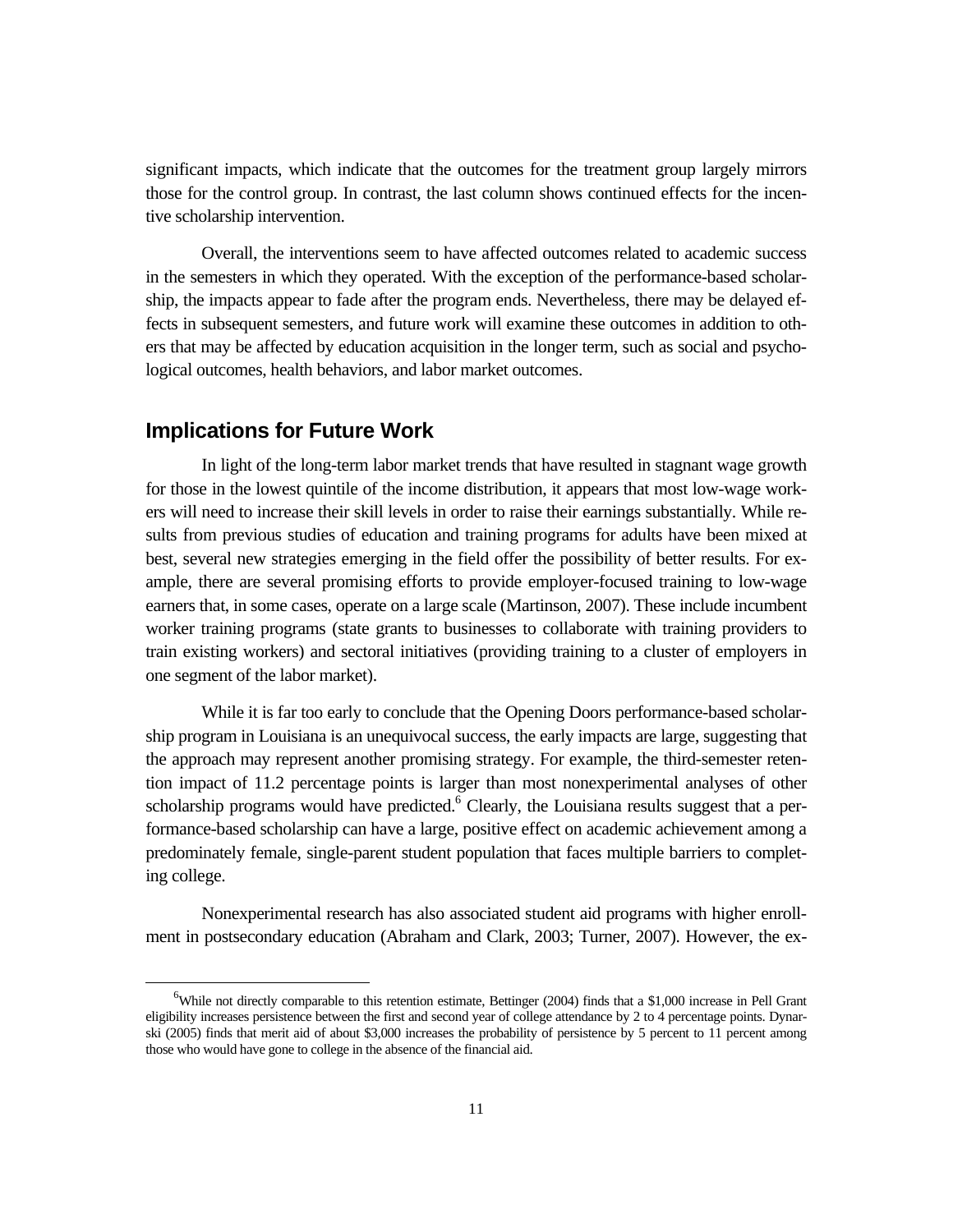significant impacts, which indicate that the outcomes for the treatment group largely mirrors those for the control group. In contrast, the last column shows continued effects for the incentive scholarship intervention.

Overall, the interventions seem to have affected outcomes related to academic success in the semesters in which they operated. With the exception of the performance-based scholarship, the impacts appear to fade after the program ends. Nevertheless, there may be delayed effects in subsequent semesters, and future work will examine these outcomes in addition to others that may be affected by education acquisition in the longer term, such as social and psychological outcomes, health behaviors, and labor market outcomes.

## Implications for Future Work

In light of the long-term labor market trends that have resulted in stagnant wage growth for those in the lowest quintile of the income distribution, it appears that most low-wage workers will need to increase their skill levels in order to raise their earnings substantially. While results from previous studies of education and training programs for adults have been mixed at best, several new strategies emerging in the field offer the possibility of better results. For example, there are several promising efforts to provide employer-focused training to low-wage earners that, in some cases, operate on a large scale (Martinson, 2007). These include incumbent worker training programs (state grants to businesses to collaborate with training providers to train existing workers) and sectoral initiatives (providing training to a cluster of employers in one segment of the labor market).

While it is far too early to conclude that the Opening Doors performance-based scholarship program in Louisiana is an unequivocal success, the early impacts are large, suggesting that the approach may represent another promising strategy. For example, the third-semester retention impact of 11.2 percentage points is larger than most nonexperimental analyses of other scholarship programs would have predicted.[6] Clearly, the Louisiana results suggest that a performance-based scholarship can have a large, positive effect on academic achievement among a predominately female, single-parent student population that faces multiple barriers to completing college.

Nonexperimental research has also associated student aid programs with higher enrollment in postsecondary education (Abraham and Clark, 2003; Turner, 2007). However, the ex-

---

[6]While not directly comparable to this retention estimate, Bettinger (2004) finds that a $1,000 increase in Pell Grant eligibility increases persistence between the first and second year of college attendance by 2 to 4 percentage points. Dynarski (2005) finds that merit aid of about $3,000 increases the probability of persistence by 5 percent to 11 percent among those who would have gone to college in the absence of the financial aid.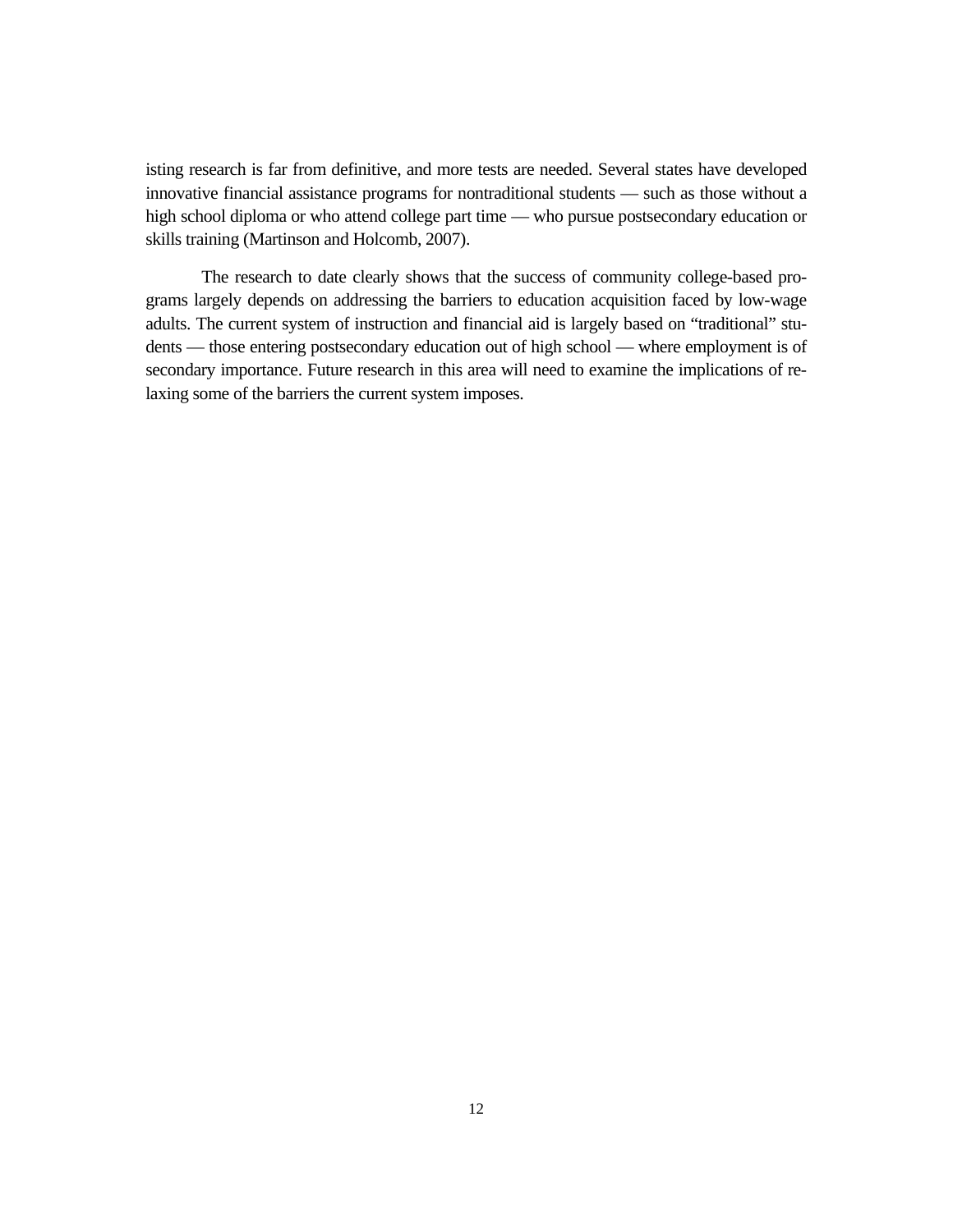isting research is far from definitive, and more tests are needed. Several states have developed innovative financial assistance programs for nontraditional students — such as those without a high school diploma or who attend college part time — who pursue postsecondary education or skills training (Martinson and Holcomb, 2007).

The research to date clearly shows that the success of community college-based programs largely depends on addressing the barriers to education acquisition faced by low-wage adults. The current system of instruction and financial aid is largely based on "traditional" students — those entering postsecondary education out of high school — where employment is of secondary importance. Future research in this area will need to examine the implications of relaxing some of the barriers the current system imposes.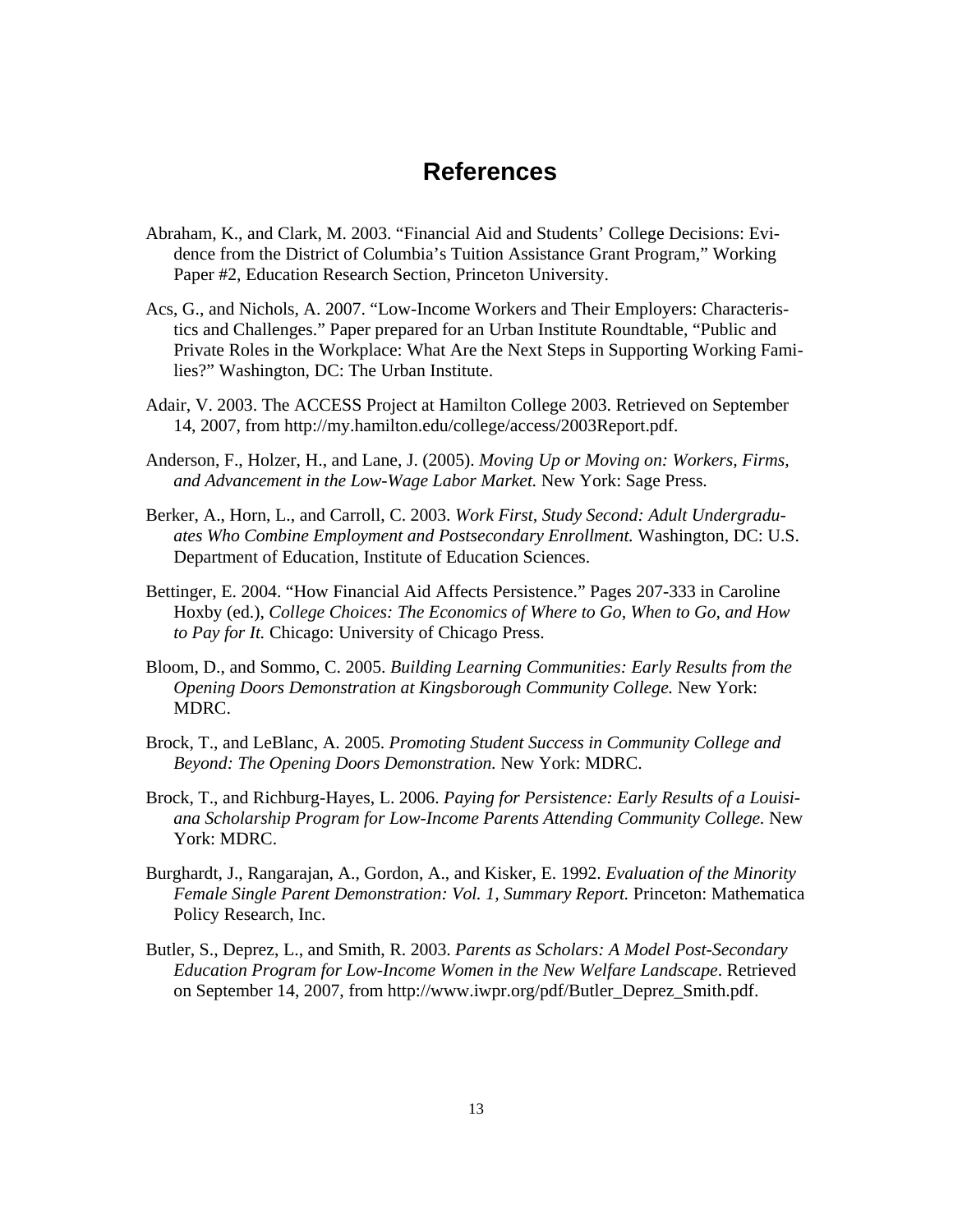# References

Abraham, K., and Clark, M. 2003. "Financial Aid and Students' College Decisions: Evidence from the District of Columbia's Tuition Assistance Grant Program," Working Paper #2, Education Research Section, Princeton University.

Acs, G., and Nichols, A. 2007. "Low-Income Workers and Their Employers: Characteristics and Challenges." Paper prepared for an Urban Institute Roundtable, "Public and Private Roles in the Workplace: What Are the Next Steps in Supporting Working Families?" Washington, DC: The Urban Institute.

Adair, V. 2003. The ACCESS Project at Hamilton College 2003. Retrieved on September 14, 2007, from http://my.hamilton.edu/college/access/2003Report.pdf.

Anderson, F., Holzer, H., and Lane, J. (2005). *Moving Up or Moving on: Workers, Firms, and Advancement in the Low-Wage Labor Market.* New York: Sage Press.

Berker, A., Horn, L., and Carroll, C. 2003. *Work First, Study Second: Adult Undergraduates Who Combine Employment and Postsecondary Enrollment.* Washington, DC: U.S. Department of Education, Institute of Education Sciences.

Bettinger, E. 2004. "How Financial Aid Affects Persistence." Pages 207-333 in Caroline Hoxby (ed.), *College Choices: The Economics of Where to Go, When to Go, and How to Pay for It.* Chicago: University of Chicago Press.

Bloom, D., and Sommo, C. 2005. *Building Learning Communities: Early Results from the Opening Doors Demonstration at Kingsborough Community College.* New York: MDRC.

Brock, T., and LeBlanc, A. 2005. *Promoting Student Success in Community College and Beyond: The Opening Doors Demonstration.* New York: MDRC.

Brock, T., and Richburg-Hayes, L. 2006. *Paying for Persistence: Early Results of a Louisiana Scholarship Program for Low-Income Parents Attending Community College.* New York: MDRC.

Burghardt, J., Rangarajan, A., Gordon, A., and Kisker, E. 1992. *Evaluation of the Minority Female Single Parent Demonstration: Vol. 1, Summary Report.* Princeton: Mathematica Policy Research, Inc.

Butler, S., Deprez, L., and Smith, R. 2003. *Parents as Scholars: A Model Post-Secondary Education Program for Low-Income Women in the New Welfare Landscape*. Retrieved on September 14, 2007, from http://www.iwpr.org/pdf/Butler_Deprez_Smith.pdf.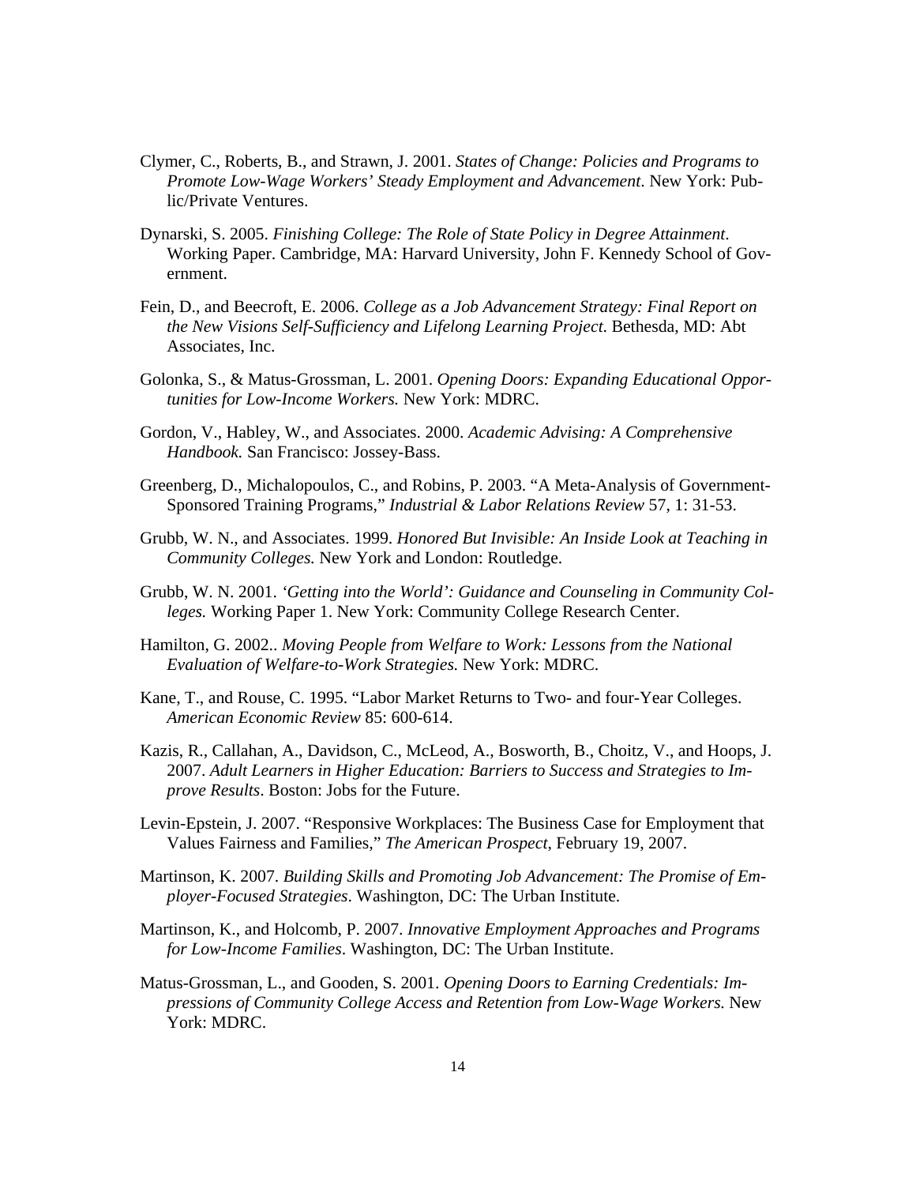Clymer, C., Roberts, B., and Strawn, J. 2001. *States of Change: Policies and Programs to Promote Low-Wage Workers' Steady Employment and Advancement*. New York: Public/Private Ventures.

Dynarski, S. 2005. *Finishing College: The Role of State Policy in Degree Attainment*. Working Paper. Cambridge, MA: Harvard University, John F. Kennedy School of Government.

Fein, D., and Beecroft, E. 2006. *College as a Job Advancement Strategy: Final Report on the New Visions Self-Sufficiency and Lifelong Learning Project*. Bethesda, MD: Abt Associates, Inc.

Golonka, S., & Matus-Grossman, L. 2001. *Opening Doors: Expanding Educational Opportunities for Low-Income Workers.* New York: MDRC.

Gordon, V., Habley, W., and Associates. 2000. *Academic Advising: A Comprehensive Handbook.* San Francisco: Jossey-Bass.

Greenberg, D., Michalopoulos, C., and Robins, P. 2003. "A Meta-Analysis of Government-Sponsored Training Programs," *Industrial & Labor Relations Review* 57, 1: 31-53.

Grubb, W. N., and Associates. 1999. *Honored But Invisible: An Inside Look at Teaching in Community Colleges.* New York and London: Routledge.

Grubb, W. N. 2001. *'Getting into the World': Guidance and Counseling in Community Colleges.* Working Paper 1. New York: Community College Research Center.

Hamilton, G. 2002.. *Moving People from Welfare to Work: Lessons from the National Evaluation of Welfare-to-Work Strategies.* New York: MDRC.

Kane, T., and Rouse, C. 1995. "Labor Market Returns to Two- and four-Year Colleges. *American Economic Review* 85: 600-614.

Kazis, R., Callahan, A., Davidson, C., McLeod, A., Bosworth, B., Choitz, V., and Hoops, J. 2007. *Adult Learners in Higher Education: Barriers to Success and Strategies to Improve Results*. Boston: Jobs for the Future.

Levin-Epstein, J. 2007. "Responsive Workplaces: The Business Case for Employment that Values Fairness and Families," *The American Prospect*, February 19, 2007.

Martinson, K. 2007. *Building Skills and Promoting Job Advancement: The Promise of Employer-Focused Strategies*. Washington, DC: The Urban Institute.

Martinson, K., and Holcomb, P. 2007. *Innovative Employment Approaches and Programs for Low-Income Families*. Washington, DC: The Urban Institute.

Matus-Grossman, L., and Gooden, S. 2001. *Opening Doors to Earning Credentials: Impressions of Community College Access and Retention from Low-Wage Workers.* New York: MDRC.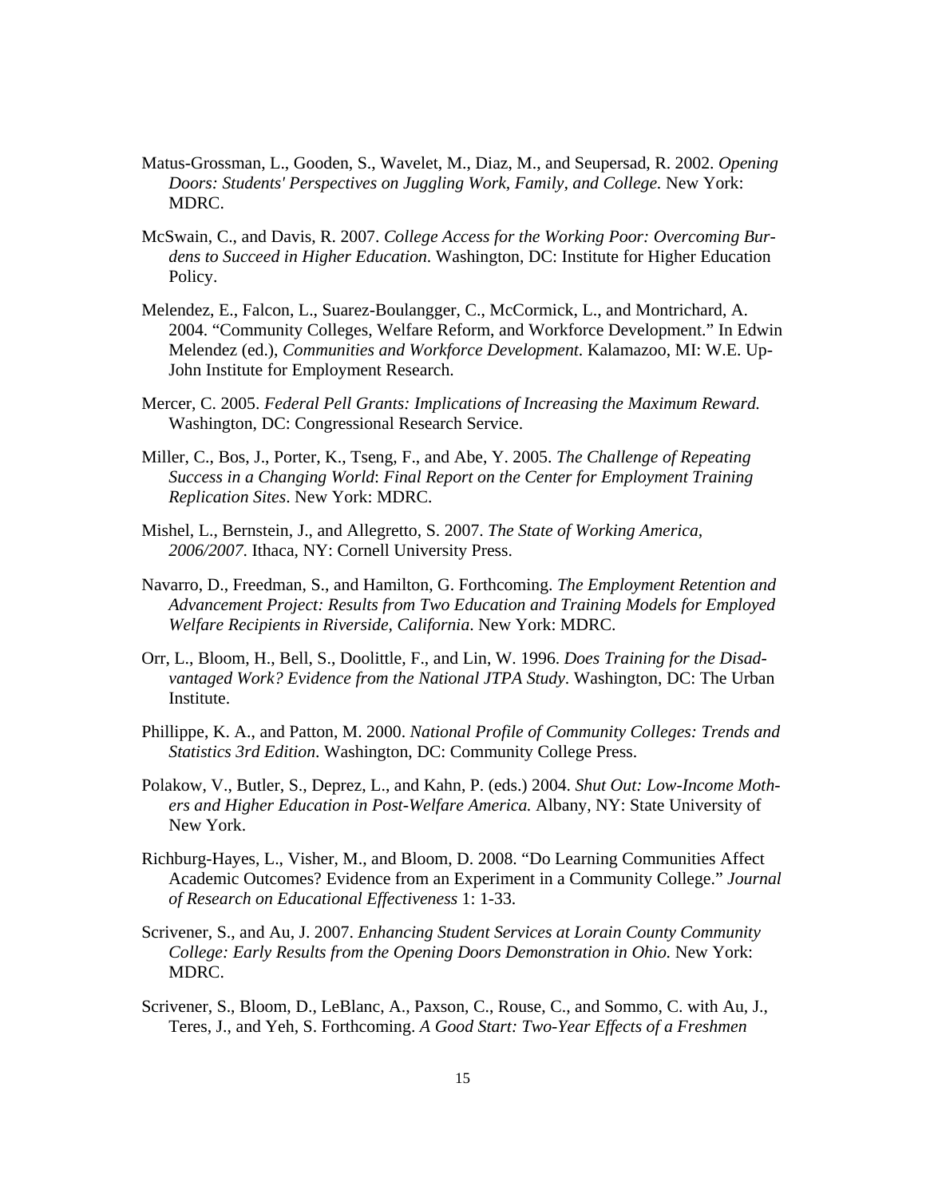Matus-Grossman, L., Gooden, S., Wavelet, M., Diaz, M., and Seupersad, R. 2002. *Opening Doors: Students' Perspectives on Juggling Work, Family, and College.* New York: MDRC.

McSwain, C., and Davis, R. 2007. *College Access for the Working Poor: Overcoming Burdens to Succeed in Higher Education.* Washington, DC: Institute for Higher Education Policy.

Melendez, E., Falcon, L., Suarez-Boulangger, C., McCormick, L., and Montrichard, A. 2004. "Community Colleges, Welfare Reform, and Workforce Development." In Edwin Melendez (ed.), *Communities and Workforce Development*. Kalamazoo, MI: W.E. Up-John Institute for Employment Research.

Mercer, C. 2005. *Federal Pell Grants: Implications of Increasing the Maximum Reward.* Washington, DC: Congressional Research Service.

Miller, C., Bos, J., Porter, K., Tseng, F., and Abe, Y. 2005. *The Challenge of Repeating Success in a Changing World*: *Final Report on the Center for Employment Training Replication Sites*. New York: MDRC.

Mishel, L., Bernstein, J., and Allegretto, S. 2007. *The State of Working America, 2006/2007*. Ithaca, NY: Cornell University Press.

Navarro, D., Freedman, S., and Hamilton, G. Forthcoming. *The Employment Retention and Advancement Project: Results from Two Education and Training Models for Employed Welfare Recipients in Riverside, California*. New York: MDRC.

Orr, L., Bloom, H., Bell, S., Doolittle, F., and Lin, W. 1996. *Does Training for the Disadvantaged Work? Evidence from the National JTPA Study*. Washington, DC: The Urban Institute.

Phillippe, K. A., and Patton, M. 2000. *National Profile of Community Colleges: Trends and Statistics 3rd Edition*. Washington, DC: Community College Press.

Polakow, V., Butler, S., Deprez, L., and Kahn, P. (eds.) 2004. *Shut Out: Low-Income Mothers and Higher Education in Post-Welfare America.* Albany, NY: State University of New York.

Richburg-Hayes, L., Visher, M., and Bloom, D. 2008. "Do Learning Communities Affect Academic Outcomes? Evidence from an Experiment in a Community College." *Journal of Research on Educational Effectiveness* 1: 1-33.

Scrivener, S., and Au, J. 2007. *Enhancing Student Services at Lorain County Community College: Early Results from the Opening Doors Demonstration in Ohio*. New York: MDRC.

Scrivener, S., Bloom, D., LeBlanc, A., Paxson, C., Rouse, C., and Sommo, C. with Au, J., Teres, J., and Yeh, S. Forthcoming. *A Good Start: Two-Year Effects of a Freshmen*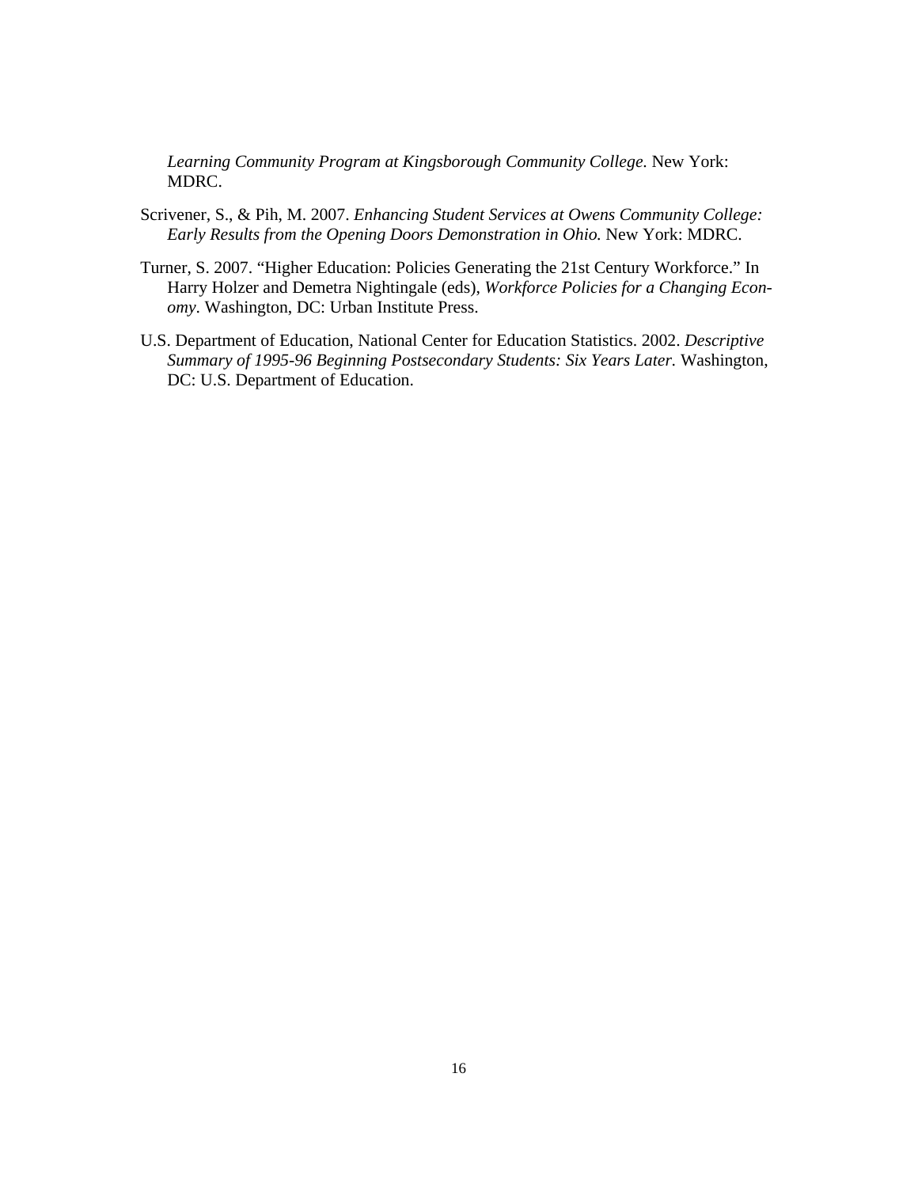*Learning Community Program at Kingsborough Community College*. New York: MDRC.

Scrivener, S., & Pih, M. 2007. *Enhancing Student Services at Owens Community College: Early Results from the Opening Doors Demonstration in Ohio.* New York: MDRC.

Turner, S. 2007. "Higher Education: Policies Generating the 21st Century Workforce." In Harry Holzer and Demetra Nightingale (eds), *Workforce Policies for a Changing Economy*. Washington, DC: Urban Institute Press.

U.S. Department of Education, National Center for Education Statistics. 2002. *Descriptive Summary of 1995-96 Beginning Postsecondary Students: Six Years Later.* Washington, DC: U.S. Department of Education.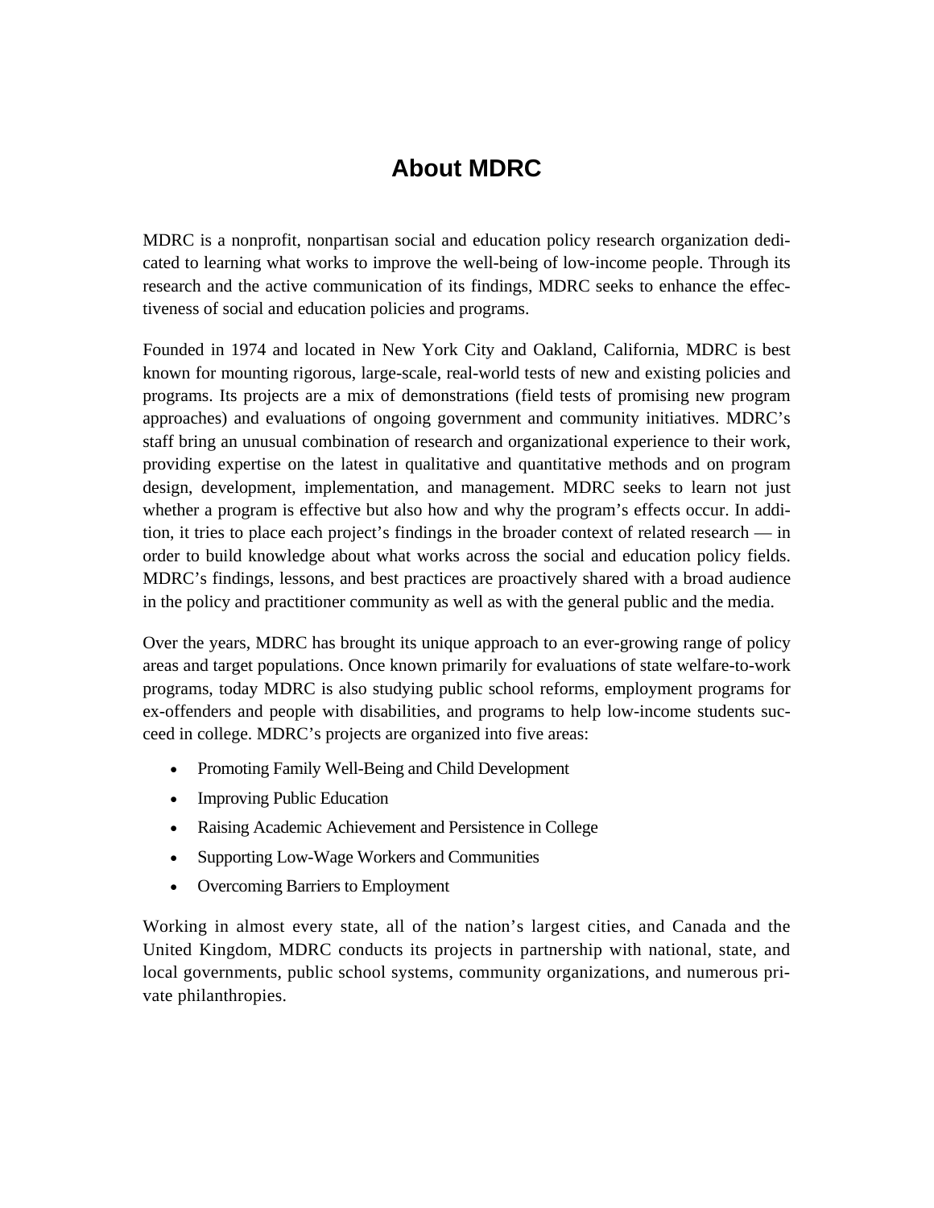# About MDRC

MDRC is a nonprofit, nonpartisan social and education policy research organization dedicated to learning what works to improve the well-being of low-income people. Through its research and the active communication of its findings, MDRC seeks to enhance the effectiveness of social and education policies and programs.

Founded in 1974 and located in New York City and Oakland, California, MDRC is best known for mounting rigorous, large-scale, real-world tests of new and existing policies and programs. Its projects are a mix of demonstrations (field tests of promising new program approaches) and evaluations of ongoing government and community initiatives. MDRC's staff bring an unusual combination of research and organizational experience to their work, providing expertise on the latest in qualitative and quantitative methods and on program design, development, implementation, and management. MDRC seeks to learn not just whether a program is effective but also how and why the program's effects occur. In addition, it tries to place each project's findings in the broader context of related research — in order to build knowledge about what works across the social and education policy fields. MDRC's findings, lessons, and best practices are proactively shared with a broad audience in the policy and practitioner community as well as with the general public and the media.

Over the years, MDRC has brought its unique approach to an ever-growing range of policy areas and target populations. Once known primarily for evaluations of state welfare-to-work programs, today MDRC is also studying public school reforms, employment programs for ex-offenders and people with disabilities, and programs to help low-income students succeed in college. MDRC's projects are organized into five areas:

- Promoting Family Well-Being and Child Development
- Improving Public Education
- Raising Academic Achievement and Persistence in College
- Supporting Low-Wage Workers and Communities
- Overcoming Barriers to Employment

Working in almost every state, all of the nation's largest cities, and Canada and the United Kingdom, MDRC conducts its projects in partnership with national, state, and local governments, public school systems, community organizations, and numerous private philanthropies.